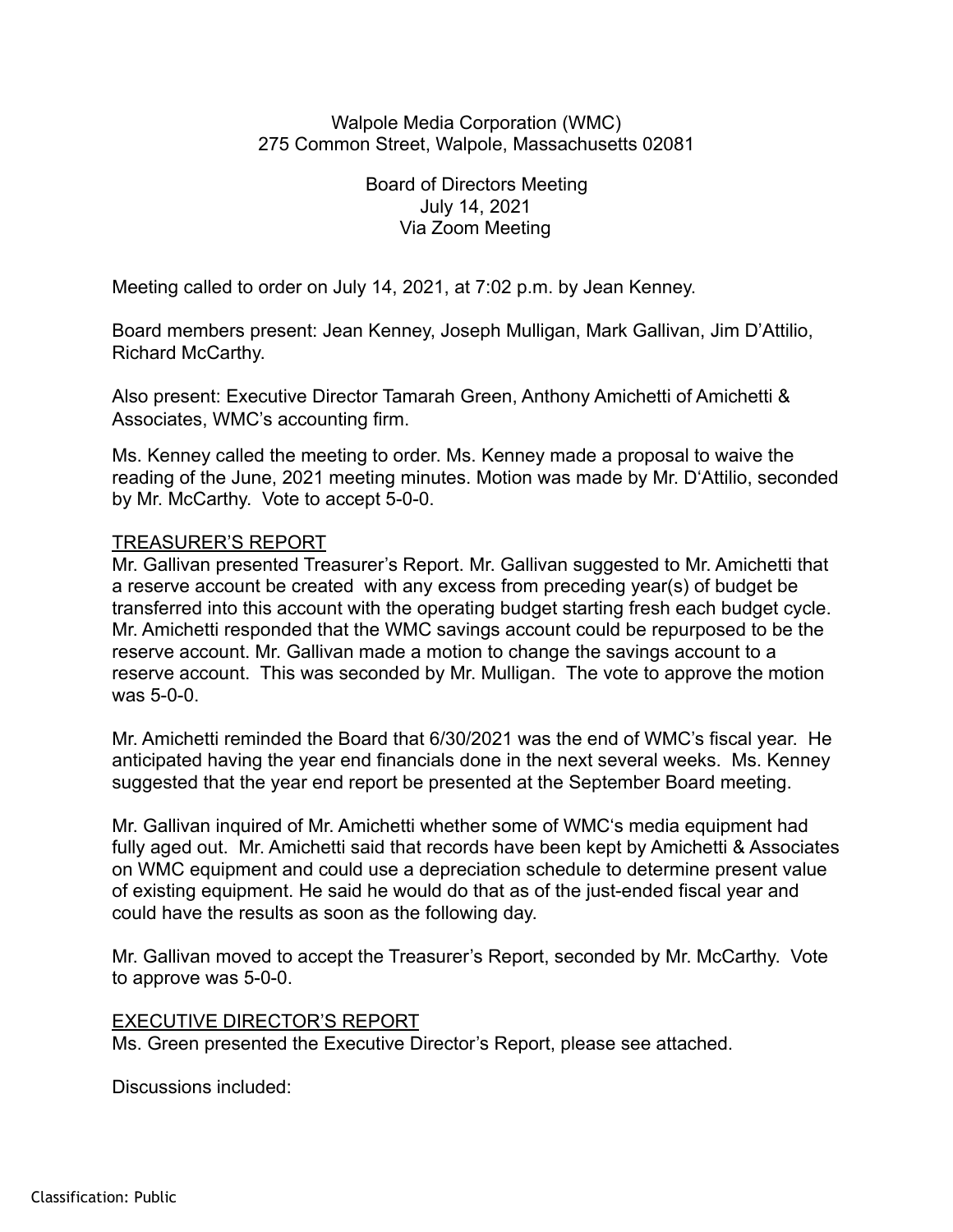Walpole Media Corporation (WMC)
275 Common Street, Walpole, Massachusetts 02081

Board of Directors Meeting
July 14, 2021
Via Zoom Meeting

Meeting called to order on July 14, 2021, at 7:02 p.m. by Jean Kenney.

Board members present: Jean Kenney, Joseph Mulligan, Mark Gallivan, Jim D'Attilio, Richard McCarthy.

Also present: Executive Director Tamarah Green, Anthony Amichetti of Amichetti & Associates, WMC's accounting firm.

Ms. Kenney called the meeting to order. Ms. Kenney made a proposal to waive the reading of the June, 2021 meeting minutes. Motion was made by Mr. D'Attilio, seconded by Mr. McCarthy. Vote to accept 5-0-0.

## TREASURER'S REPORT

Mr. Gallivan presented Treasurer's Report. Mr. Gallivan suggested to Mr. Amichetti that a reserve account be created with any excess from preceding year(s) of budget be transferred into this account with the operating budget starting fresh each budget cycle. Mr. Amichetti responded that the WMC savings account could be repurposed to be the reserve account. Mr. Gallivan made a motion to change the savings account to a reserve account. This was seconded by Mr. Mulligan. The vote to approve the motion was 5-0-0.

Mr. Amichetti reminded the Board that 6/30/2021 was the end of WMC's fiscal year. He anticipated having the year end financials done in the next several weeks. Ms. Kenney suggested that the year end report be presented at the September Board meeting.

Mr. Gallivan inquired of Mr. Amichetti whether some of WMC's media equipment had fully aged out. Mr. Amichetti said that records have been kept by Amichetti & Associates on WMC equipment and could use a depreciation schedule to determine present value of existing equipment. He said he would do that as of the just-ended fiscal year and could have the results as soon as the following day.

Mr. Gallivan moved to accept the Treasurer's Report, seconded by Mr. McCarthy. Vote to approve was 5-0-0.

## EXECUTIVE DIRECTOR'S REPORT

Ms. Green presented the Executive Director's Report, please see attached.

Discussions included:

Classification: Public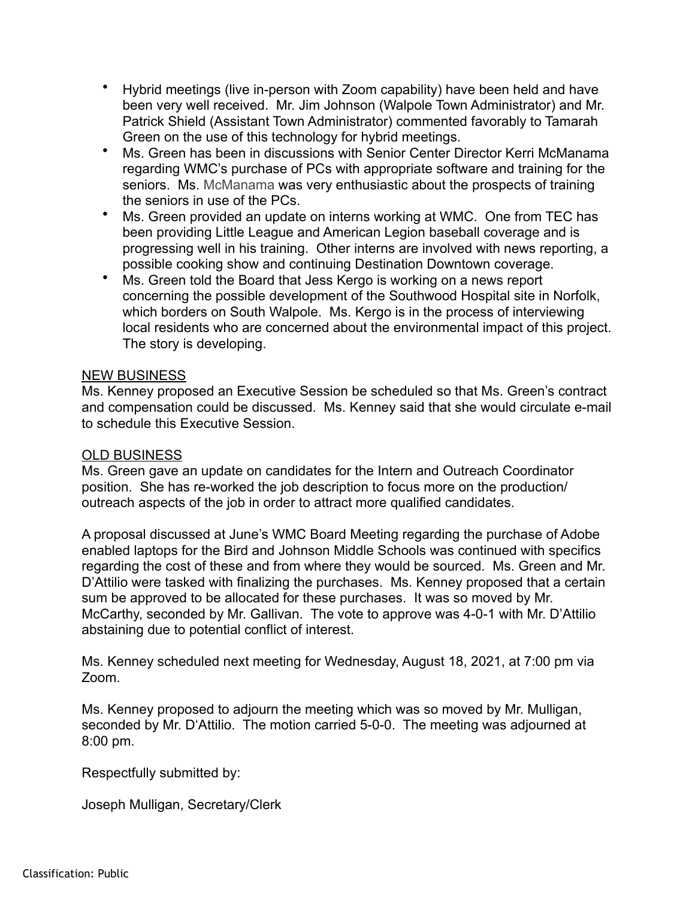- Hybrid meetings (live in-person with Zoom capability) have been held and have been very well received. Mr. Jim Johnson (Walpole Town Administrator) and Mr. Patrick Shield (Assistant Town Administrator) commented favorably to Tamarah Green on the use of this technology for hybrid meetings.
- Ms. Green has been in discussions with Senior Center Director Kerri McManama regarding WMC's purchase of PCs with appropriate software and training for the seniors. Ms. McManama was very enthusiastic about the prospects of training the seniors in use of the PCs.
- Ms. Green provided an update on interns working at WMC. One from TEC has been providing Little League and American Legion baseball coverage and is progressing well in his training. Other interns are involved with news reporting, a possible cooking show and continuing Destination Downtown coverage.
- Ms. Green told the Board that Jess Kergo is working on a news report concerning the possible development of the Southwood Hospital site in Norfolk, which borders on South Walpole. Ms. Kergo is in the process of interviewing local residents who are concerned about the environmental impact of this project. The story is developing.

NEW BUSINESS

Ms. Kenney proposed an Executive Session be scheduled so that Ms. Green's contract and compensation could be discussed. Ms. Kenney said that she would circulate e-mail to schedule this Executive Session.

OLD BUSINESS

Ms. Green gave an update on candidates for the Intern and Outreach Coordinator position. She has re-worked the job description to focus more on the production/ outreach aspects of the job in order to attract more qualified candidates.

A proposal discussed at June's WMC Board Meeting regarding the purchase of Adobe enabled laptops for the Bird and Johnson Middle Schools was continued with specifics regarding the cost of these and from where they would be sourced. Ms. Green and Mr. D'Attilio were tasked with finalizing the purchases. Ms. Kenney proposed that a certain sum be approved to be allocated for these purchases. It was so moved by Mr. McCarthy, seconded by Mr. Gallivan. The vote to approve was 4-0-1 with Mr. D'Attilio abstaining due to potential conflict of interest.

Ms. Kenney scheduled next meeting for Wednesday, August 18, 2021, at 7:00 pm via Zoom.

Ms. Kenney proposed to adjourn the meeting which was so moved by Mr. Mulligan, seconded by Mr. D'Attilio. The motion carried 5-0-0. The meeting was adjourned at 8:00 pm.

Respectfully submitted by:

Joseph Mulligan, Secretary/Clerk